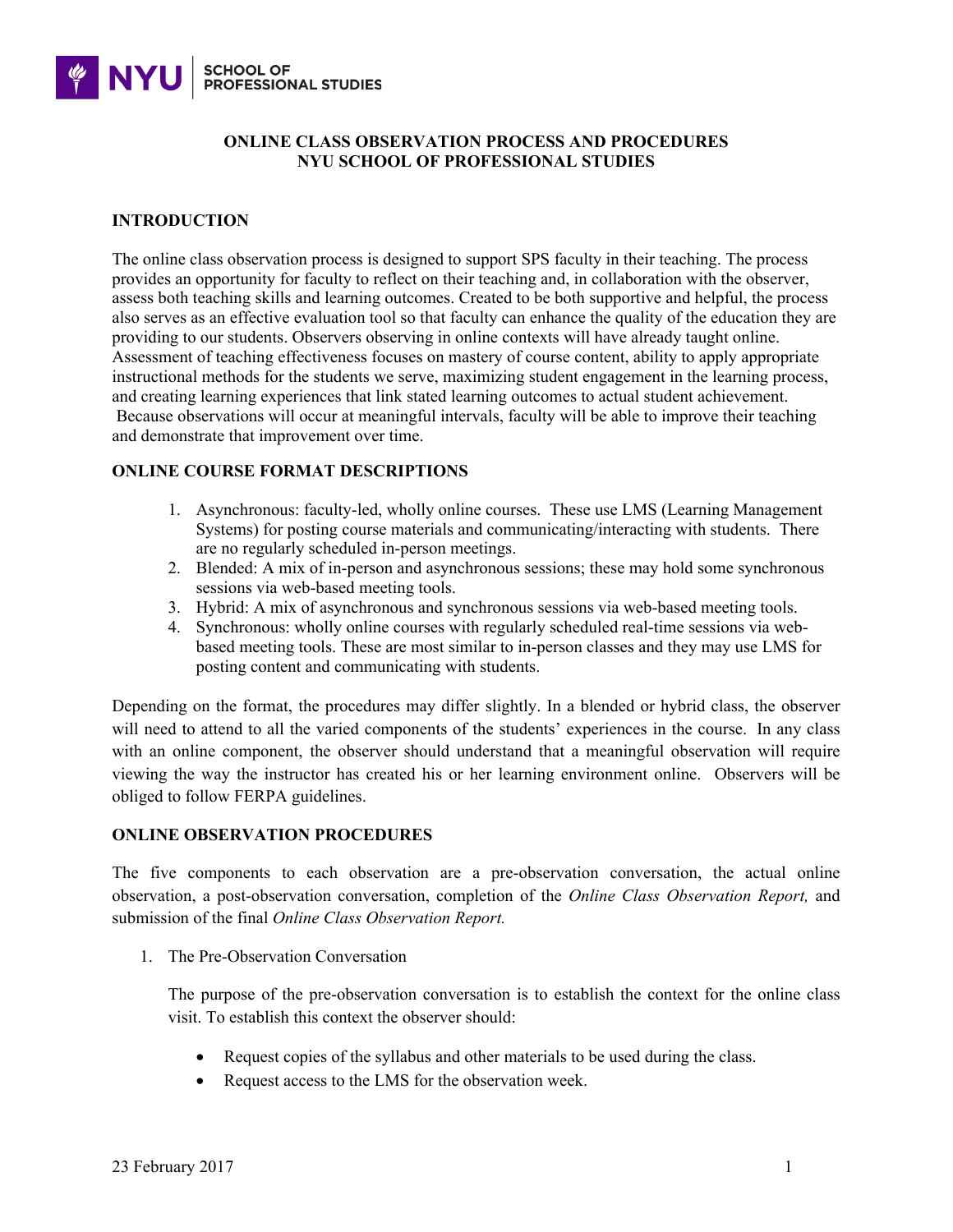# ONLINE CLASS OBSERVATION PROCESS AND PROCEDURES
# NYU SCHOOL OF PROFESSIONAL STUDIES

## INTRODUCTION

The online class observation process is designed to support SPS faculty in their teaching. The process provides an opportunity for faculty to reflect on their teaching and, in collaboration with the observer, assess both teaching skills and learning outcomes. Created to be both supportive and helpful, the process also serves as an effective evaluation tool so that faculty can enhance the quality of the education they are providing to our students. Observers observing in online contexts will have already taught online. Assessment of teaching effectiveness focuses on mastery of course content, ability to apply appropriate instructional methods for the students we serve, maximizing student engagement in the learning process, and creating learning experiences that link stated learning outcomes to actual student achievement. Because observations will occur at meaningful intervals, faculty will be able to improve their teaching and demonstrate that improvement over time.

## ONLINE COURSE FORMAT DESCRIPTIONS

1. Asynchronous: faculty-led, wholly online courses. These use LMS (Learning Management Systems) for posting course materials and communicating/interacting with students. There are no regularly scheduled in-person meetings.
2. Blended: A mix of in-person and asynchronous sessions; these may hold some synchronous sessions via web-based meeting tools.
3. Hybrid: A mix of asynchronous and synchronous sessions via web-based meeting tools.
4. Synchronous: wholly online courses with regularly scheduled real-time sessions via web-based meeting tools. These are most similar to in-person classes and they may use LMS for posting content and communicating with students.

Depending on the format, the procedures may differ slightly. In a blended or hybrid class, the observer will need to attend to all the varied components of the students' experiences in the course. In any class with an online component, the observer should understand that a meaningful observation will require viewing the way the instructor has created his or her learning environment online. Observers will be obliged to follow FERPA guidelines.

## ONLINE OBSERVATION PROCEDURES

The five components to each observation are a pre-observation conversation, the actual online observation, a post-observation conversation, completion of the *Online Class Observation Report,* and submission of the final *Online Class Observation Report.*

1. The Pre-Observation Conversation

   The purpose of the pre-observation conversation is to establish the context for the online class visit. To establish this context the observer should:

   - Request copies of the syllabus and other materials to be used during the class.
   - Request access to the LMS for the observation week.

23 February 2017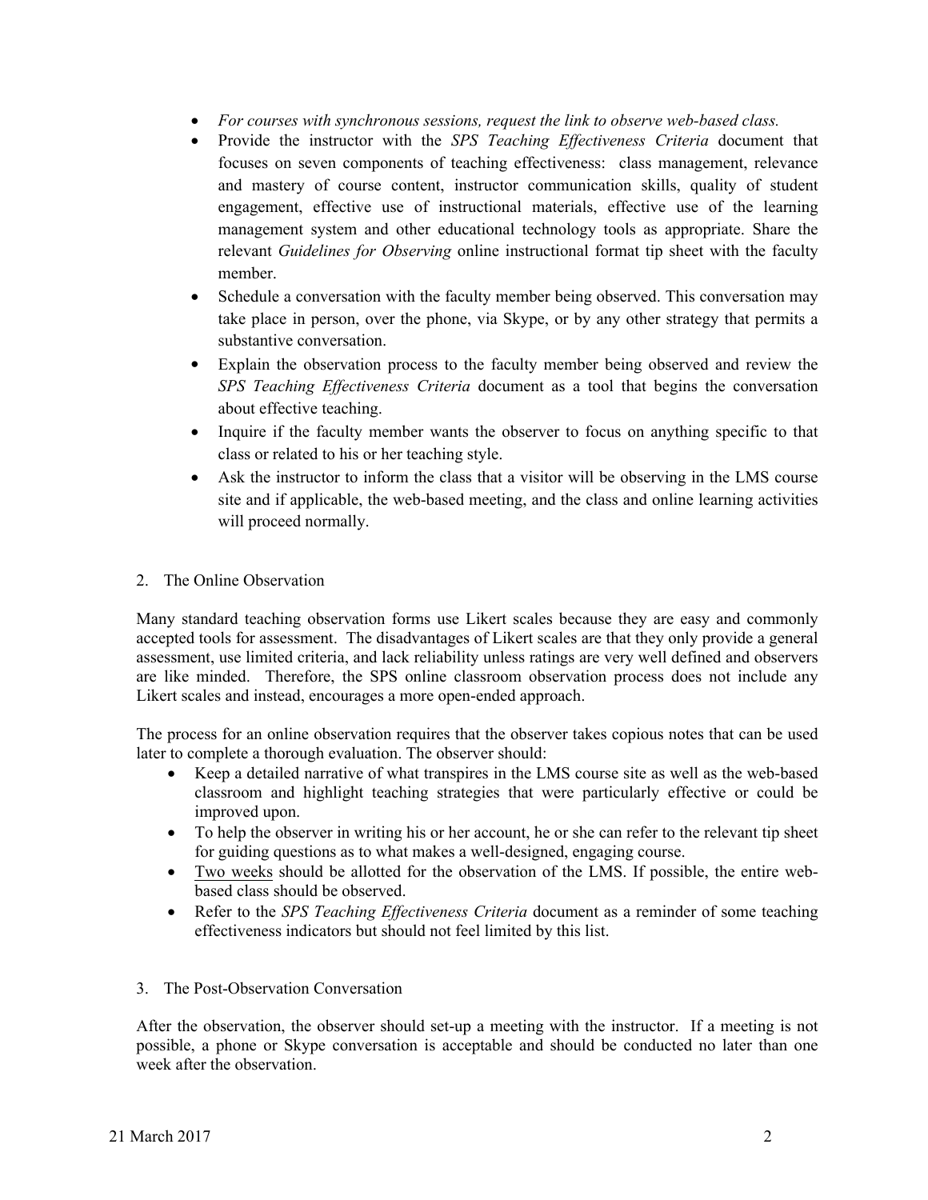- *For courses with synchronous sessions, request the link to observe web-based class.*
- Provide the instructor with the *SPS Teaching Effectiveness Criteria* document that focuses on seven components of teaching effectiveness: class management, relevance and mastery of course content, instructor communication skills, quality of student engagement, effective use of instructional materials, effective use of the learning management system and other educational technology tools as appropriate. Share the relevant *Guidelines for Observing* online instructional format tip sheet with the faculty member.
- Schedule a conversation with the faculty member being observed. This conversation may take place in person, over the phone, via Skype, or by any other strategy that permits a substantive conversation.
- Explain the observation process to the faculty member being observed and review the *SPS Teaching Effectiveness Criteria* document as a tool that begins the conversation about effective teaching.
- Inquire if the faculty member wants the observer to focus on anything specific to that class or related to his or her teaching style.
- Ask the instructor to inform the class that a visitor will be observing in the LMS course site and if applicable, the web-based meeting, and the class and online learning activities will proceed normally.

2. The Online Observation

Many standard teaching observation forms use Likert scales because they are easy and commonly accepted tools for assessment. The disadvantages of Likert scales are that they only provide a general assessment, use limited criteria, and lack reliability unless ratings are very well defined and observers are like minded. Therefore, the SPS online classroom observation process does not include any Likert scales and instead, encourages a more open-ended approach.

The process for an online observation requires that the observer takes copious notes that can be used later to complete a thorough evaluation. The observer should:

- Keep a detailed narrative of what transpires in the LMS course site as well as the web-based classroom and highlight teaching strategies that were particularly effective or could be improved upon.
- To help the observer in writing his or her account, he or she can refer to the relevant tip sheet for guiding questions as to what makes a well-designed, engaging course.
- Two weeks should be allotted for the observation of the LMS. If possible, the entire web-based class should be observed.
- Refer to the *SPS Teaching Effectiveness Criteria* document as a reminder of some teaching effectiveness indicators but should not feel limited by this list.

3. The Post-Observation Conversation

After the observation, the observer should set-up a meeting with the instructor. If a meeting is not possible, a phone or Skype conversation is acceptable and should be conducted no later than one week after the observation.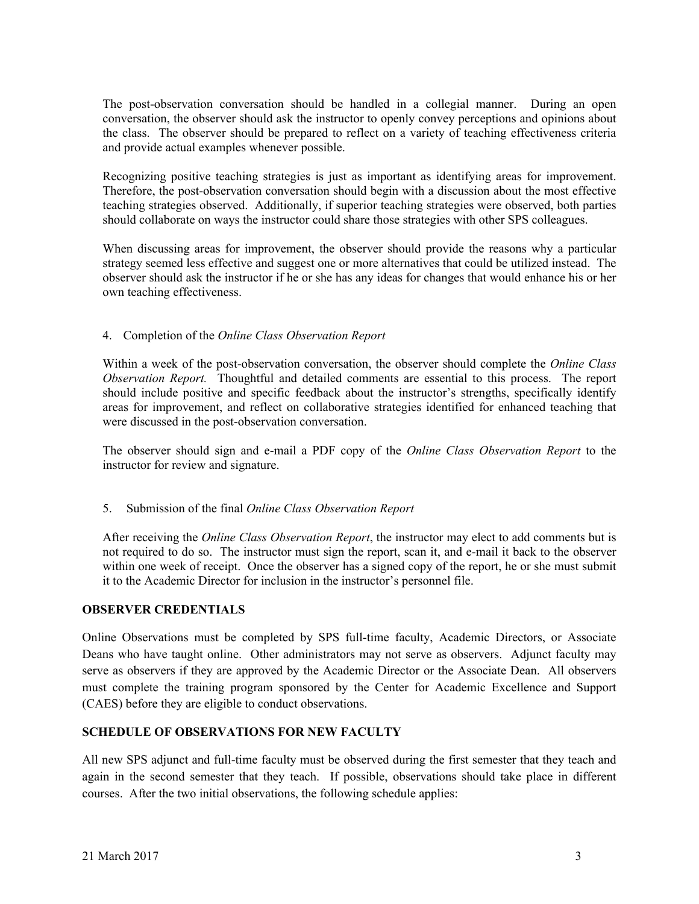The post-observation conversation should be handled in a collegial manner. During an open conversation, the observer should ask the instructor to openly convey perceptions and opinions about the class. The observer should be prepared to reflect on a variety of teaching effectiveness criteria and provide actual examples whenever possible.

Recognizing positive teaching strategies is just as important as identifying areas for improvement. Therefore, the post-observation conversation should begin with a discussion about the most effective teaching strategies observed. Additionally, if superior teaching strategies were observed, both parties should collaborate on ways the instructor could share those strategies with other SPS colleagues.

When discussing areas for improvement, the observer should provide the reasons why a particular strategy seemed less effective and suggest one or more alternatives that could be utilized instead. The observer should ask the instructor if he or she has any ideas for changes that would enhance his or her own teaching effectiveness.

4. Completion of the *Online Class Observation Report*

Within a week of the post-observation conversation, the observer should complete the *Online Class Observation Report.* Thoughtful and detailed comments are essential to this process. The report should include positive and specific feedback about the instructor's strengths, specifically identify areas for improvement, and reflect on collaborative strategies identified for enhanced teaching that were discussed in the post-observation conversation.

The observer should sign and e-mail a PDF copy of the *Online Class Observation Report* to the instructor for review and signature.

5. Submission of the final *Online Class Observation Report*

After receiving the *Online Class Observation Report*, the instructor may elect to add comments but is not required to do so. The instructor must sign the report, scan it, and e-mail it back to the observer within one week of receipt. Once the observer has a signed copy of the report, he or she must submit it to the Academic Director for inclusion in the instructor's personnel file.

**OBSERVER CREDENTIALS**

Online Observations must be completed by SPS full-time faculty, Academic Directors, or Associate Deans who have taught online. Other administrators may not serve as observers. Adjunct faculty may serve as observers if they are approved by the Academic Director or the Associate Dean. All observers must complete the training program sponsored by the Center for Academic Excellence and Support (CAES) before they are eligible to conduct observations.

**SCHEDULE OF OBSERVATIONS FOR NEW FACULTY**

All new SPS adjunct and full-time faculty must be observed during the first semester that they teach and again in the second semester that they teach. If possible, observations should take place in different courses. After the two initial observations, the following schedule applies: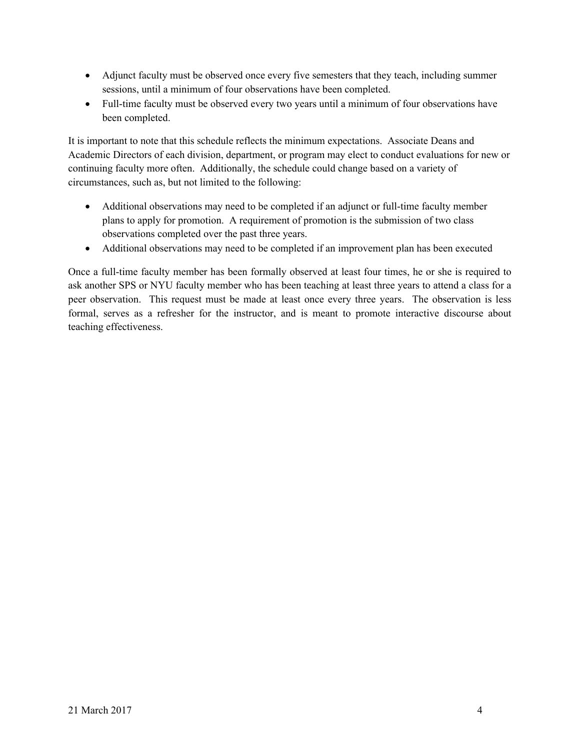- Adjunct faculty must be observed once every five semesters that they teach, including summer sessions, until a minimum of four observations have been completed.
- Full-time faculty must be observed every two years until a minimum of four observations have been completed.

It is important to note that this schedule reflects the minimum expectations. Associate Deans and Academic Directors of each division, department, or program may elect to conduct evaluations for new or continuing faculty more often. Additionally, the schedule could change based on a variety of circumstances, such as, but not limited to the following:

- Additional observations may need to be completed if an adjunct or full-time faculty member plans to apply for promotion. A requirement of promotion is the submission of two class observations completed over the past three years.
- Additional observations may need to be completed if an improvement plan has been executed

Once a full-time faculty member has been formally observed at least four times, he or she is required to ask another SPS or NYU faculty member who has been teaching at least three years to attend a class for a peer observation. This request must be made at least once every three years. The observation is less formal, serves as a refresher for the instructor, and is meant to promote interactive discourse about teaching effectiveness.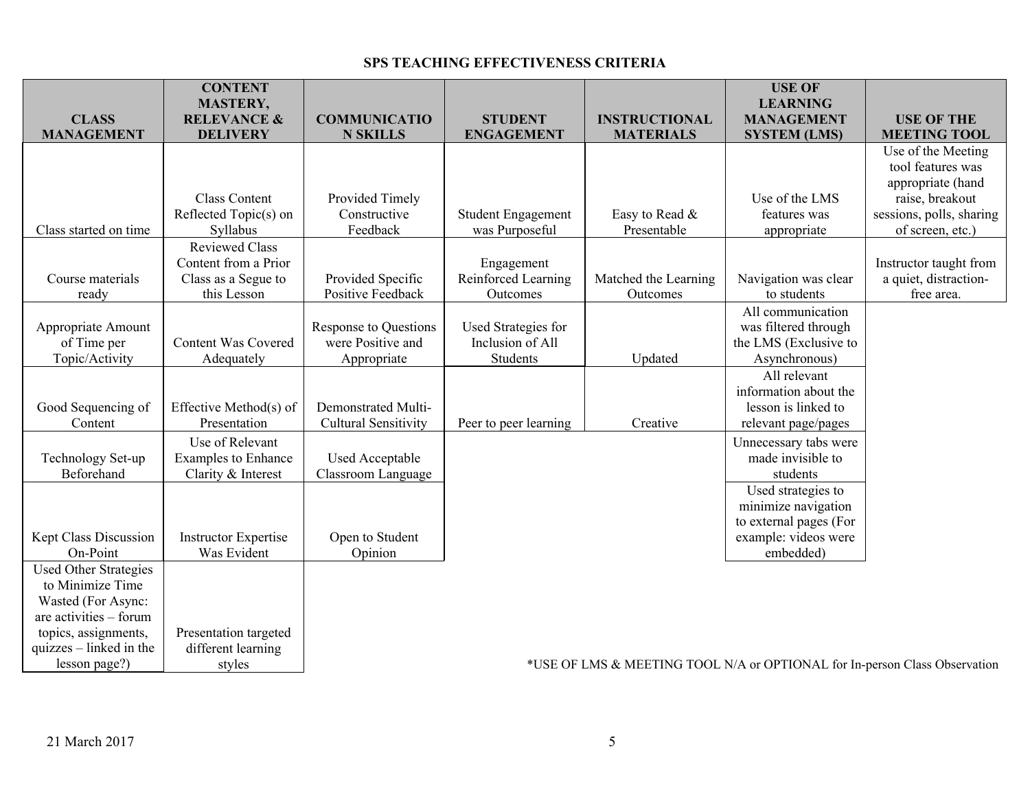## SPS TEACHING EFFECTIVENESS CRITERIA

| CLASS MANAGEMENT | CONTENT MASTERY, RELEVANCE & DELIVERY | COMMUNICATION SKILLS | STUDENT ENGAGEMENT | INSTRUCTIONAL MATERIALS | USE OF LEARNING MANAGEMENT SYSTEM (LMS) | USE OF THE MEETING TOOL |
|---|---|---|---|---|---|---|
| Class started on time | Class Content Reflected Topic(s) on Syllabus | Provided Timely Constructive Feedback | Student Engagement was Purposeful | Easy to Read & Presentable | Use of the LMS features was appropriate | Use of the Meeting tool features was appropriate (hand raise, breakout sessions, polls, sharing of screen, etc.) |
| Course materials ready | Reviewed Class Content from a Prior Class as a Segue to this Lesson | Provided Specific Positive Feedback | Engagement Reinforced Learning Outcomes | Matched the Learning Outcomes | Navigation was clear to students | Instructor taught from a quiet, distraction-free area. |
| Appropriate Amount of Time per Topic/Activity | Content Was Covered Adequately | Response to Questions were Positive and Appropriate | Used Strategies for Inclusion of All Students | Updated | All communication was filtered through the LMS (Exclusive to Asynchronous) | |
| Good Sequencing of Content | Effective Method(s) of Presentation | Demonstrated Multi-Cultural Sensitivity | Peer to peer learning | Creative | All relevant information about the lesson is linked to relevant page/pages | |
| Technology Set-up Beforehand | Use of Relevant Examples to Enhance Clarity & Interest | Used Acceptable Classroom Language | | | Unnecessary tabs were made invisible to students | |
| Kept Class Discussion On-Point | Instructor Expertise Was Evident | Open to Student Opinion | | | Used strategies to minimize navigation to external pages (For example: videos were embedded) | |
| Used Other Strategies to Minimize Time Wasted (For Async: are activities – forum topics, assignments, quizzes – linked in the lesson page?) | Presentation targeted different learning styles | | | | | |

*USE OF LMS & MEETING TOOL N/A or OPTIONAL for In-person Class Observation

21 March 2017